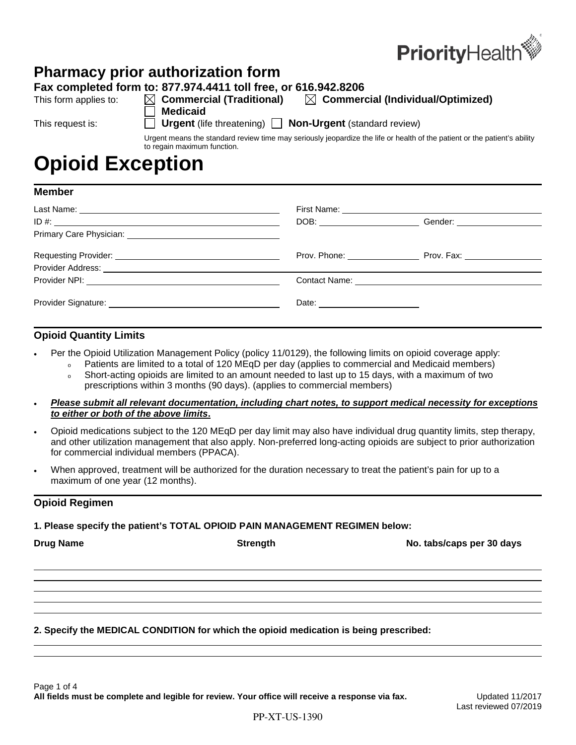PriorityHealth

# Pharmacy prior authorization form

**Fax completed form to: 877.974.4411 toll free, or 616.942.8206**

This form applies to: ☒ **Commercial (Traditional)** ☒ **Commercial (Individual/Optimized)** ☐ **Medicaid**

This request is: ☐ **Urgent** (life threatening) ☐ **Non-Urgent** (standard review)

Urgent means the standard review time may seriously jeopardize the life or health of the patient or the patient's ability to regain maximum function.

# Opioid Exception

## Member

Last Name: ______________________ First Name: ______________________

ID #: ______________________ DOB: ______________ Gender: ______________

Primary Care Physician: ______________________

Requesting Provider: ______________________ Prov. Phone: ______________ Prov. Fax: ______________

Provider Address: ______________________

Provider NPI: ______________________ Contact Name: ______________________

Provider Signature: ______________________ Date: ______________

## Opioid Quantity Limits

- Per the Opioid Utilization Management Policy (policy 11/0129), the following limits on opioid coverage apply:
  - Patients are limited to a total of 120 MEqD per day (applies to commercial and Medicaid members)
  - Short-acting opioids are limited to an amount needed to last up to 15 days, with a maximum of two prescriptions within 3 months (90 days). (applies to commercial members)
- ***Please submit all relevant documentation, including chart notes, to support medical necessity for exceptions to either or both of the above limits*.**
- Opioid medications subject to the 120 MEqD per day limit may also have individual drug quantity limits, step therapy, and other utilization management that also apply. Non-preferred long-acting opioids are subject to prior authorization for commercial individual members (PPACA).
- When approved, treatment will be authorized for the duration necessary to treat the patient's pain for up to a maximum of one year (12 months).

## Opioid Regimen

**1. Please specify the patient's TOTAL OPIOID PAIN MANAGEMENT REGIMEN below:**

| Drug Name | Strength | No. tabs/caps per 30 days |
|---|---|---|
| | | |
| | | |
| | | |
| | | |
| | | |

**2. Specify the MEDICAL CONDITION for which the opioid medication is being prescribed:**

______________________

______________________

**All fields must be complete and legible for review. Your office will receive a response via fax.**

Updated 11/2017
Last reviewed 07/2019

PP-XT-US-1390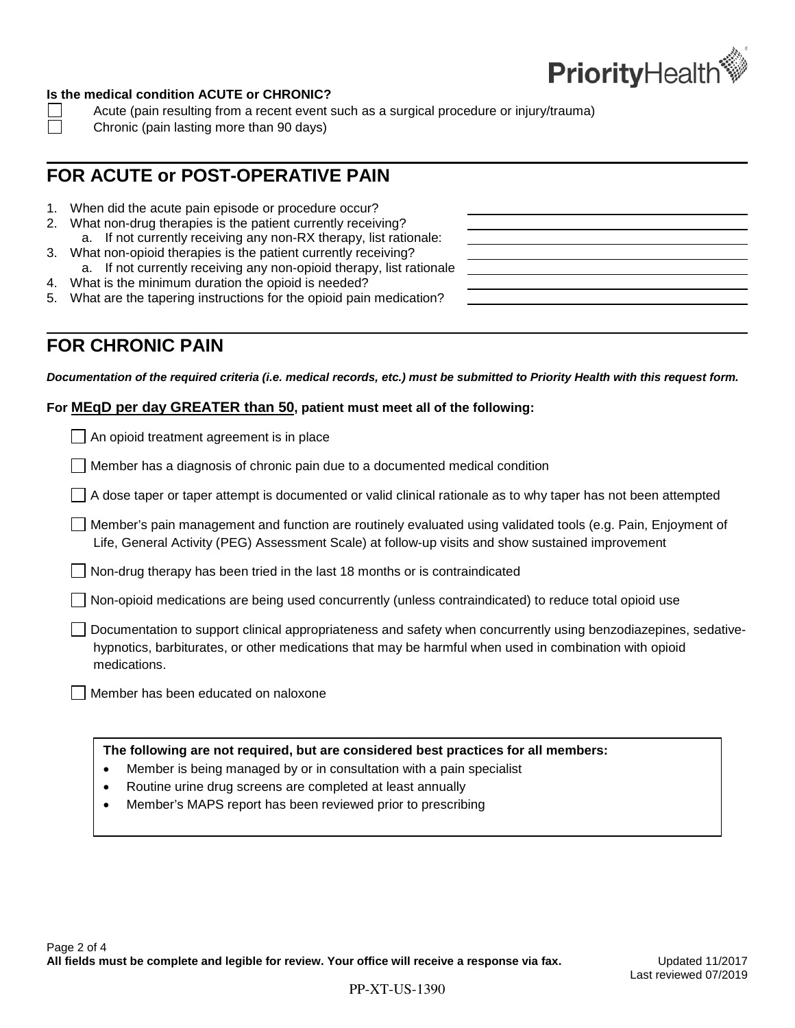**Is the medical condition ACUTE or CHRONIC?**

☐ Acute (pain resulting from a recent event such as a surgical procedure or injury/trauma)
☐ Chronic (pain lasting more than 90 days)

## FOR ACUTE or POST-OPERATIVE PAIN

1. When did the acute pain episode or procedure occur? \_\_\_\_\_\_\_\_\_\_\_\_\_\_\_\_
2. What non-drug therapies is the patient currently receiving? \_\_\_\_\_\_\_\_\_\_\_\_\_\_\_\_
   a. If not currently receiving any non-RX therapy, list rationale: \_\_\_\_\_\_\_\_\_\_\_\_\_\_\_\_
3. What non-opioid therapies is the patient currently receiving? \_\_\_\_\_\_\_\_\_\_\_\_\_\_\_\_
   a. If not currently receiving any non-opioid therapy, list rationale \_\_\_\_\_\_\_\_\_\_\_\_\_\_\_\_
4. What is the minimum duration the opioid is needed? \_\_\_\_\_\_\_\_\_\_\_\_\_\_\_\_
5. What are the tapering instructions for the opioid pain medication? \_\_\_\_\_\_\_\_\_\_\_\_\_\_\_\_

## FOR CHRONIC PAIN

***Documentation of the required criteria (i.e. medical records, etc.) must be submitted to Priority Health with this request form.***

**For <u>MEqD per day GREATER than 50</u>, patient must meet all of the following:**

☐ An opioid treatment agreement is in place

☐ Member has a diagnosis of chronic pain due to a documented medical condition

☐ A dose taper or taper attempt is documented or valid clinical rationale as to why taper has not been attempted

☐ Member's pain management and function are routinely evaluated using validated tools (e.g. Pain, Enjoyment of Life, General Activity (PEG) Assessment Scale) at follow-up visits and show sustained improvement

☐ Non-drug therapy has been tried in the last 18 months or is contraindicated

☐ Non-opioid medications are being used concurrently (unless contraindicated) to reduce total opioid use

☐ Documentation to support clinical appropriateness and safety when concurrently using benzodiazepines, sedative-hypnotics, barbiturates, or other medications that may be harmful when used in combination with opioid medications.

☐ Member has been educated on naloxone

**The following are not required, but are considered best practices for all members:**

- Member is being managed by or in consultation with a pain specialist
- Routine urine drug screens are completed at least annually
- Member's MAPS report has been reviewed prior to prescribing

**All fields must be complete and legible for review. Your office will receive a response via fax.**

Updated 11/2017
Last reviewed 07/2019

PP-XT-US-1390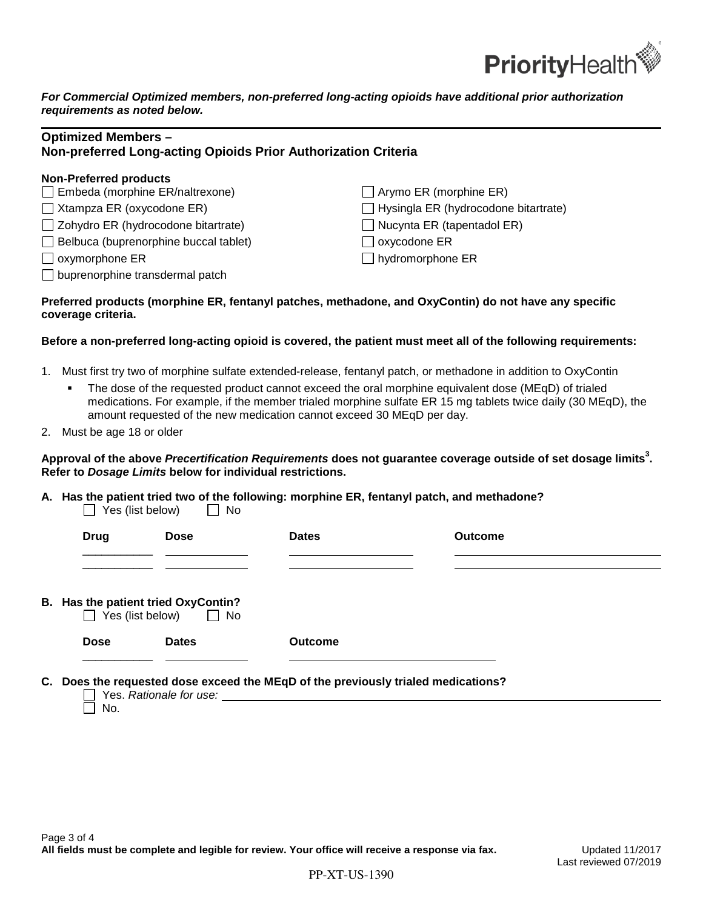*For Commercial Optimized members, non-preferred long-acting opioids have additional prior authorization requirements as noted below.*

## Optimized Members – Non-preferred Long-acting Opioids Prior Authorization Criteria

**Non-Preferred products**

- ☐ Embeda (morphine ER/naltrexone)
- ☐ Xtampza ER (oxycodone ER)
- ☐ Zohydro ER (hydrocodone bitartrate)
- ☐ Belbuca (buprenorphine buccal tablet)
- ☐ oxymorphone ER
- ☐ buprenorphine transdermal patch
- ☐ Arymo ER (morphine ER)
- ☐ Hysingla ER (hydrocodone bitartrate)
- ☐ Nucynta ER (tapentadol ER)
- ☐ oxycodone ER
- ☐ hydromorphone ER

**Preferred products (morphine ER, fentanyl patches, methadone, and OxyContin) do not have any specific coverage criteria.**

**Before a non-preferred long-acting opioid is covered, the patient must meet all of the following requirements:**

1. Must first try two of morphine sulfate extended-release, fentanyl patch, or methadone in addition to OxyContin
   - The dose of the requested product cannot exceed the oral morphine equivalent dose (MEqD) of trialed medications. For example, if the member trialed morphine sulfate ER 15 mg tablets twice daily (30 MEqD), the amount requested of the new medication cannot exceed 30 MEqD per day.
2. Must be age 18 or older

**Approval of the above *Precertification Requirements* does not guarantee coverage outside of set dosage limits[3]. Refer to *Dosage Limits* below for individual restrictions.**

**A. Has the patient tried two of the following: morphine ER, fentanyl patch, and methadone?**

☐ Yes (list below) ☐ No

| Drug | Dose | Dates | Outcome |
|---|---|---|---|
| | | | |
| | | | |

**B. Has the patient tried OxyContin?**

☐ Yes (list below) ☐ No

| Dose | Dates | Outcome |
|---|---|---|
| | | |

**C. Does the requested dose exceed the MEqD of the previously trialed medications?**

☐ Yes. *Rationale for use:* ______________________

☐ No.

**All fields must be complete and legible for review. Your office will receive a response via fax.**

Updated 11/2017
Last reviewed 07/2019

PP-XT-US-1390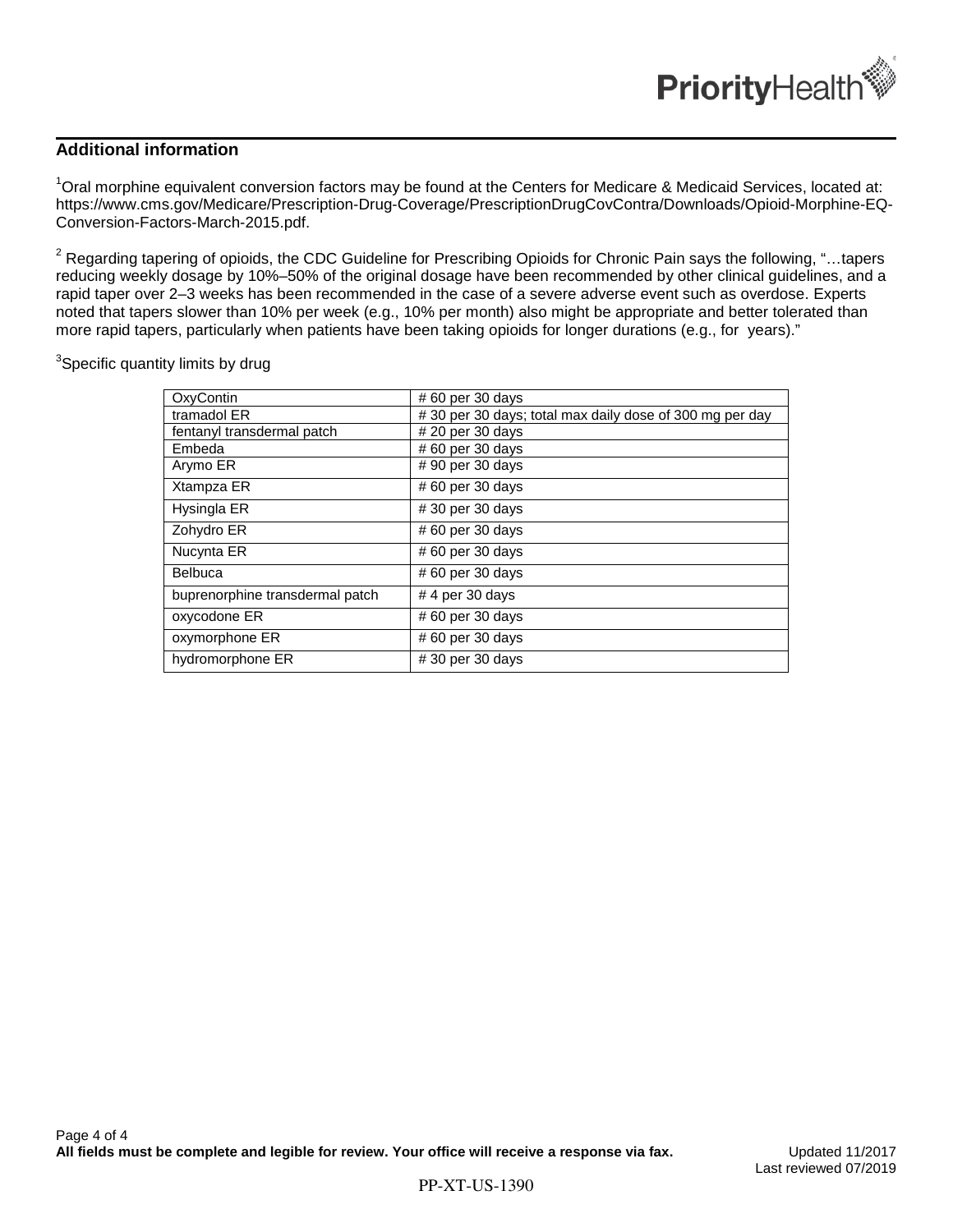## Additional information

[1]Oral morphine equivalent conversion factors may be found at the Centers for Medicare & Medicaid Services, located at: https://www.cms.gov/Medicare/Prescription-Drug-Coverage/PrescriptionDrugCovContra/Downloads/Opioid-Morphine-EQ-Conversion-Factors-March-2015.pdf.

[2] Regarding tapering of opioids, the CDC Guideline for Prescribing Opioids for Chronic Pain says the following, "…tapers reducing weekly dosage by 10%–50% of the original dosage have been recommended by other clinical guidelines, and a rapid taper over 2–3 weeks has been recommended in the case of a severe adverse event such as overdose. Experts noted that tapers slower than 10% per week (e.g., 10% per month) also might be appropriate and better tolerated than more rapid tapers, particularly when patients have been taking opioids for longer durations (e.g., for years)."

[3]Specific quantity limits by drug

| | |
|---|---|
| OxyContin | # 60 per 30 days |
| tramadol ER | # 30 per 30 days; total max daily dose of 300 mg per day |
| fentanyl transdermal patch | # 20 per 30 days |
| Embeda | # 60 per 30 days |
| Arymo ER | # 90 per 30 days |
| Xtampza ER | # 60 per 30 days |
| Hysingla ER | # 30 per 30 days |
| Zohydro ER | # 60 per 30 days |
| Nucynta ER | # 60 per 30 days |
| Belbuca | # 60 per 30 days |
| buprenorphine transdermal patch | # 4 per 30 days |
| oxycodone ER | # 60 per 30 days |
| oxymorphone ER | # 60 per 30 days |
| hydromorphone ER | # 30 per 30 days |

**All fields must be complete and legible for review. Your office will receive a response via fax.**

Updated 11/2017
Last reviewed 07/2019

PP-XT-US-1390